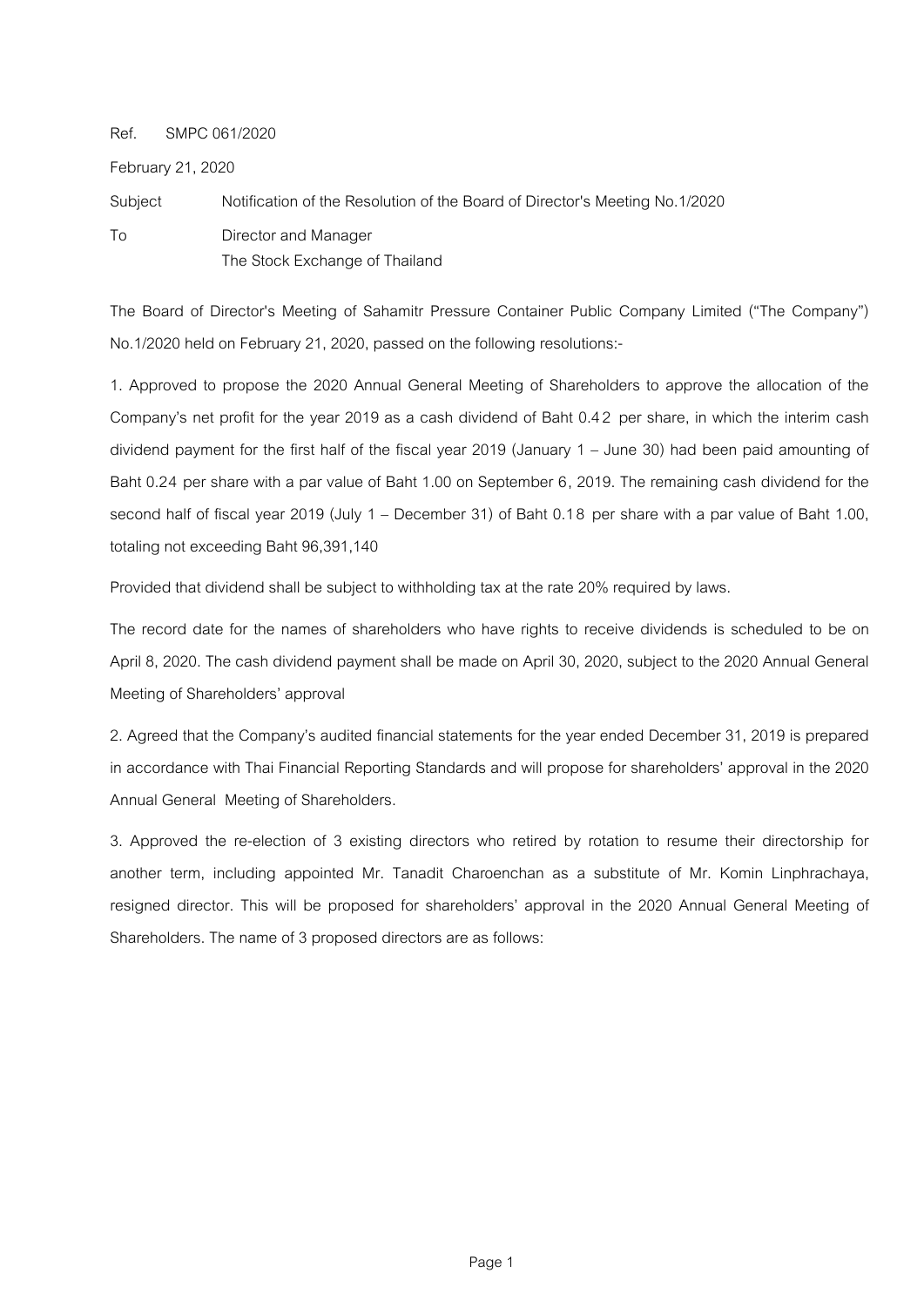Ref. SMPC 061/2020

February 21, 2020

Subject Notification of the Resolution of the Board of Director's Meeting No.1/2020

To Director and Manager
The Stock Exchange of Thailand

The Board of Director's Meeting of Sahamitr Pressure Container Public Company Limited ("The Company") No.1/2020 held on February 21, 2020, passed on the following resolutions:-

1. Approved to propose the 2020 Annual General Meeting of Shareholders to approve the allocation of the Company's net profit for the year 2019 as a cash dividend of Baht 0.42 per share, in which the interim cash dividend payment for the first half of the fiscal year 2019 (January 1 – June 30) had been paid amounting of Baht 0.24 per share with a par value of Baht 1.00 on September 6, 2019. The remaining cash dividend for the second half of fiscal year 2019 (July 1 – December 31) of Baht 0.18 per share with a par value of Baht 1.00, totaling not exceeding Baht 96,391,140

Provided that dividend shall be subject to withholding tax at the rate 20% required by laws.

The record date for the names of shareholders who have rights to receive dividends is scheduled to be on April 8, 2020. The cash dividend payment shall be made on April 30, 2020, subject to the 2020 Annual General Meeting of Shareholders' approval

2. Agreed that the Company's audited financial statements for the year ended December 31, 2019 is prepared in accordance with Thai Financial Reporting Standards and will propose for shareholders' approval in the 2020 Annual General Meeting of Shareholders.

3. Approved the re-election of 3 existing directors who retired by rotation to resume their directorship for another term, including appointed Mr. Tanadit Charoenchan as a substitute of Mr. Komin Linphrachaya, resigned director. This will be proposed for shareholders' approval in the 2020 Annual General Meeting of Shareholders. The name of 3 proposed directors are as follows: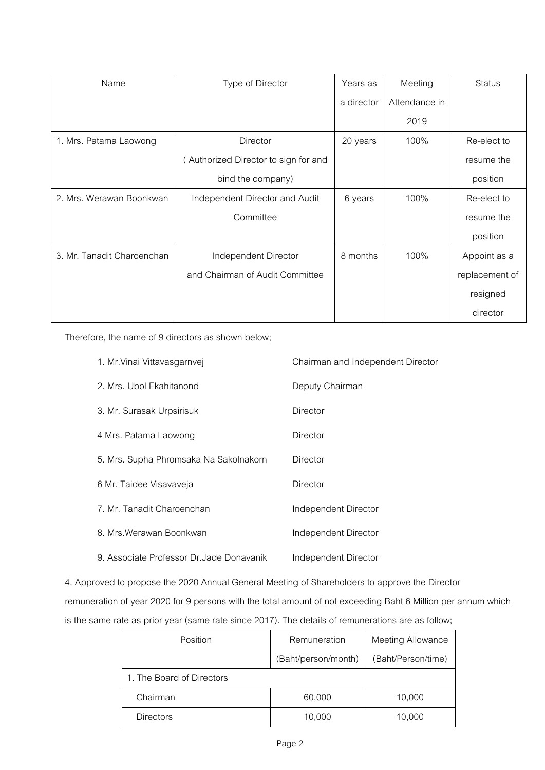| Name | Type of Director | Years as a director | Meeting Attendance in 2019 | Status |
|---|---|---|---|---|
| 1. Mrs. Patama Laowong | Director ( Authorized Director to sign for and bind the company) | 20 years | 100% | Re-elect to resume the position |
| 2. Mrs. Werawan Boonkwan | Independent Director and Audit Committee | 6 years | 100% | Re-elect to resume the position |
| 3. Mr. Tanadit Charoenchan | Independent Director and Chairman of Audit Committee | 8 months | 100% | Appoint as a replacement of resigned director |

Therefore, the name of 9 directors as shown below;

| | |
|---|---|
| 1. Mr.Vinai Vittavasgarnvej | Chairman and Independent Director |
| 2. Mrs. Ubol Ekahitanond | Deputy Chairman |
| 3. Mr. Surasak Urpsirisuk | Director |
| 4 Mrs. Patama Laowong | Director |
| 5. Mrs. Supha Phromsaka Na Sakolnakorn | Director |
| 6 Mr. Taidee Visavaveja | Director |
| 7. Mr. Tanadit Charoenchan | Independent Director |
| 8. Mrs.Werawan Boonkwan | Independent Director |
| 9. Associate Professor Dr.Jade Donavanik | Independent Director |

4. Approved to propose the 2020 Annual General Meeting of Shareholders to approve the Director remuneration of year 2020 for 9 persons with the total amount of not exceeding Baht 6 Million per annum which is the same rate as prior year (same rate since 2017). The details of remunerations are as follow;

| Position | Remuneration (Baht/person/month) | Meeting Allowance (Baht/Person/time) |
|---|---|---|
| 1. The Board of Directors | | |
| Chairman | 60,000 | 10,000 |
| Directors | 10,000 | 10,000 |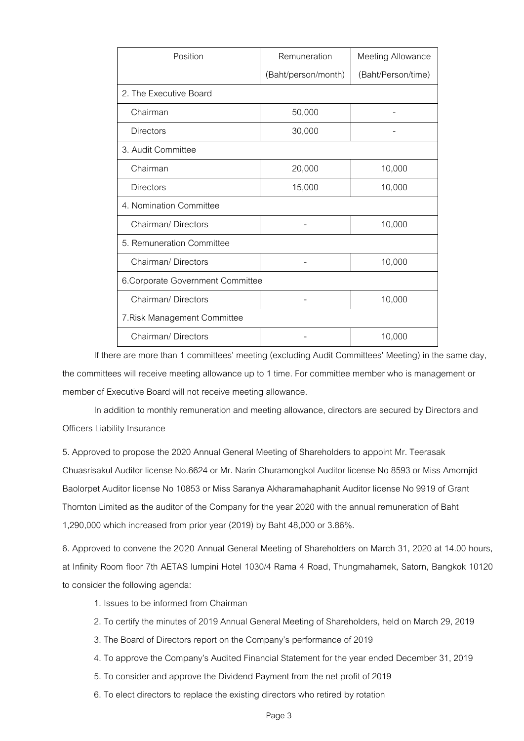| Position | Remuneration (Baht/person/month) | Meeting Allowance (Baht/Person/time) |
|---|---|---|
| 2. The Executive Board | | |
| Chairman | 50,000 | - |
| Directors | 30,000 | - |
| 3. Audit Committee | | |
| Chairman | 20,000 | 10,000 |
| Directors | 15,000 | 10,000 |
| 4. Nomination Committee | | |
| Chairman/ Directors | - | 10,000 |
| 5. Remuneration Committee | | |
| Chairman/ Directors | - | 10,000 |
| 6.Corporate Government Committee | | |
| Chairman/ Directors | - | 10,000 |
| 7.Risk Management Committee | | |
| Chairman/ Directors | - | 10,000 |

If there are more than 1 committees' meeting (excluding Audit Committees' Meeting) in the same day, the committees will receive meeting allowance up to 1 time. For committee member who is management or member of Executive Board will not receive meeting allowance.

In addition to monthly remuneration and meeting allowance, directors are secured by Directors and Officers Liability Insurance

5. Approved to propose the 2020 Annual General Meeting of Shareholders to appoint Mr. Teerasak Chuasrisakul Auditor license No.6624 or Mr. Narin Churamongkol Auditor license No 8593 or Miss Amornjid Baolorpet Auditor license No 10853 or Miss Saranya Akharamahaphanit Auditor license No 9919 of Grant Thornton Limited as the auditor of the Company for the year 2020 with the annual remuneration of Baht 1,290,000 which increased from prior year (2019) by Baht 48,000 or 3.86%.

6. Approved to convene the 2020 Annual General Meeting of Shareholders on March 31, 2020 at 14.00 hours, at Infinity Room floor 7th AETAS lumpini Hotel 1030/4 Rama 4 Road, Thungmahamek, Satorn, Bangkok 10120 to consider the following agenda:

1. Issues to be informed from Chairman
2. To certify the minutes of 2019 Annual General Meeting of Shareholders, held on March 29, 2019
3. The Board of Directors report on the Company's performance of 2019
4. To approve the Company's Audited Financial Statement for the year ended December 31, 2019
5. To consider and approve the Dividend Payment from the net profit of 2019
6. To elect directors to replace the existing directors who retired by rotation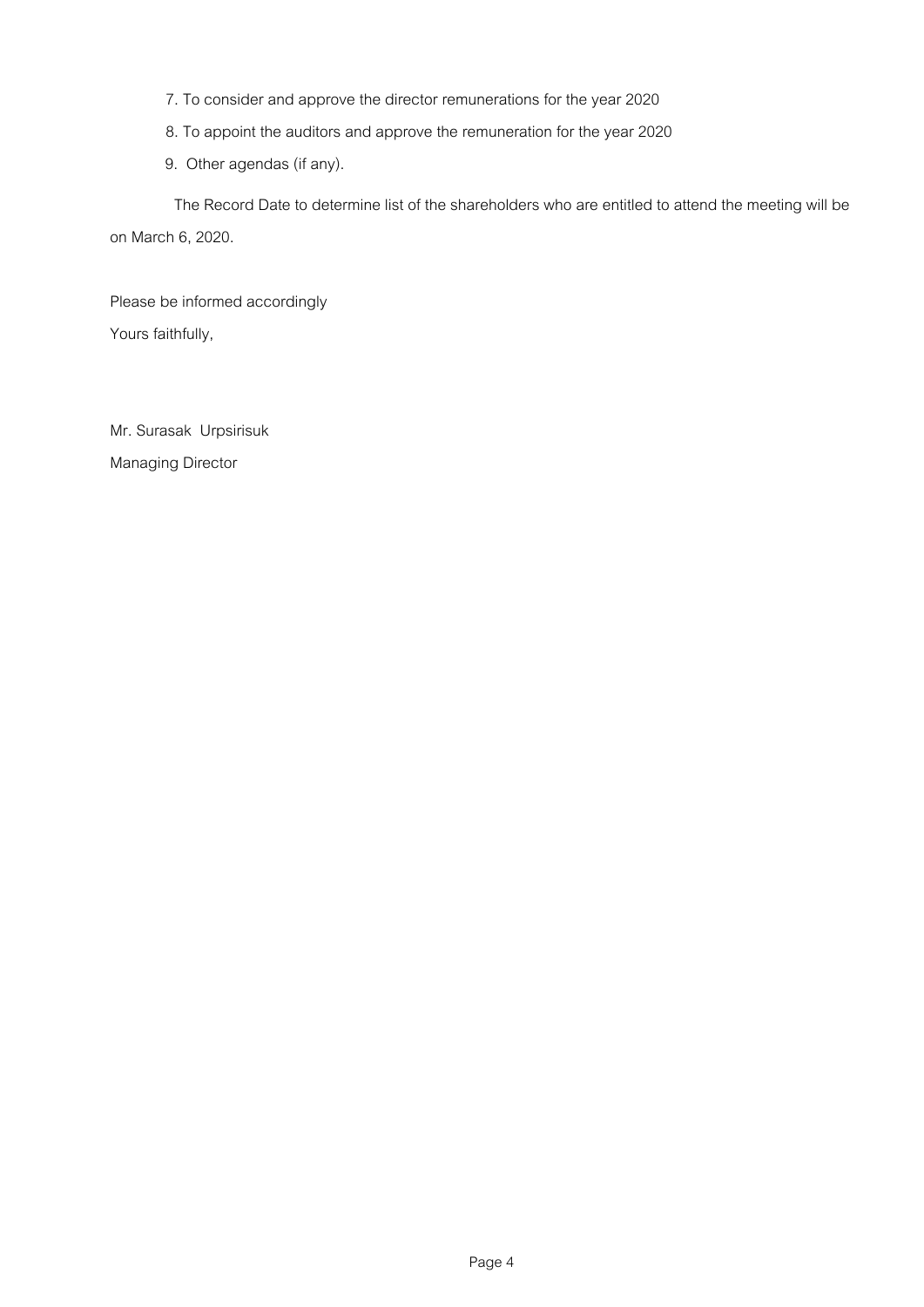7. To consider and approve the director remunerations for the year 2020
8. To appoint the auditors and approve the remuneration for the year 2020
9. Other agendas (if any).

The Record Date to determine list of the shareholders who are entitled to attend the meeting will be on March 6, 2020.

Please be informed accordingly

Yours faithfully,

Mr. Surasak Urpsirisuk

Managing Director